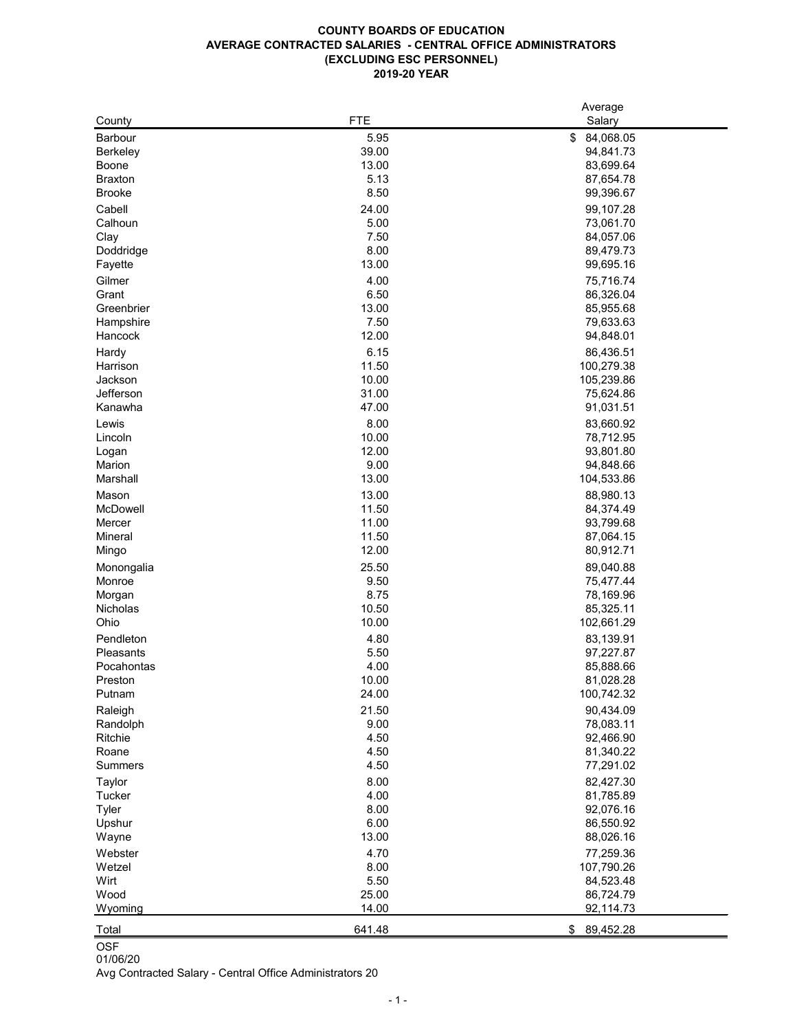**COUNTY BOARDS OF EDUCATION**
**AVERAGE CONTRACTED SALARIES - CENTRAL OFFICE ADMINISTRATORS**
**(EXCLUDING ESC PERSONNEL)**
**2019-20 YEAR**

| County | FTE | Average Salary |
|---|---|---|
| Barbour | 5.95 | $ 84,068.05 |
| Berkeley | 39.00 | 94,841.73 |
| Boone | 13.00 | 83,699.64 |
| Braxton | 5.13 | 87,654.78 |
| Brooke | 8.50 | 99,396.67 |
| Cabell | 24.00 | 99,107.28 |
| Calhoun | 5.00 | 73,061.70 |
| Clay | 7.50 | 84,057.06 |
| Doddridge | 8.00 | 89,479.73 |
| Fayette | 13.00 | 99,695.16 |
| Gilmer | 4.00 | 75,716.74 |
| Grant | 6.50 | 86,326.04 |
| Greenbrier | 13.00 | 85,955.68 |
| Hampshire | 7.50 | 79,633.63 |
| Hancock | 12.00 | 94,848.01 |
| Hardy | 6.15 | 86,436.51 |
| Harrison | 11.50 | 100,279.38 |
| Jackson | 10.00 | 105,239.86 |
| Jefferson | 31.00 | 75,624.86 |
| Kanawha | 47.00 | 91,031.51 |
| Lewis | 8.00 | 83,660.92 |
| Lincoln | 10.00 | 78,712.95 |
| Logan | 12.00 | 93,801.80 |
| Marion | 9.00 | 94,848.66 |
| Marshall | 13.00 | 104,533.86 |
| Mason | 13.00 | 88,980.13 |
| McDowell | 11.50 | 84,374.49 |
| Mercer | 11.00 | 93,799.68 |
| Mineral | 11.50 | 87,064.15 |
| Mingo | 12.00 | 80,912.71 |
| Monongalia | 25.50 | 89,040.88 |
| Monroe | 9.50 | 75,477.44 |
| Morgan | 8.75 | 78,169.96 |
| Nicholas | 10.50 | 85,325.11 |
| Ohio | 10.00 | 102,661.29 |
| Pendleton | 4.80 | 83,139.91 |
| Pleasants | 5.50 | 97,227.87 |
| Pocahontas | 4.00 | 85,888.66 |
| Preston | 10.00 | 81,028.28 |
| Putnam | 24.00 | 100,742.32 |
| Raleigh | 21.50 | 90,434.09 |
| Randolph | 9.00 | 78,083.11 |
| Ritchie | 4.50 | 92,466.90 |
| Roane | 4.50 | 81,340.22 |
| Summers | 4.50 | 77,291.02 |
| Taylor | 8.00 | 82,427.30 |
| Tucker | 4.00 | 81,785.89 |
| Tyler | 8.00 | 92,076.16 |
| Upshur | 6.00 | 86,550.92 |
| Wayne | 13.00 | 88,026.16 |
| Webster | 4.70 | 77,259.36 |
| Wetzel | 8.00 | 107,790.26 |
| Wirt | 5.50 | 84,523.48 |
| Wood | 25.00 | 86,724.79 |
| Wyoming | 14.00 | 92,114.73 |
| Total | 641.48 | $ 89,452.28 |

OSF
01/06/20
Avg Contracted Salary - Central Office Administrators 20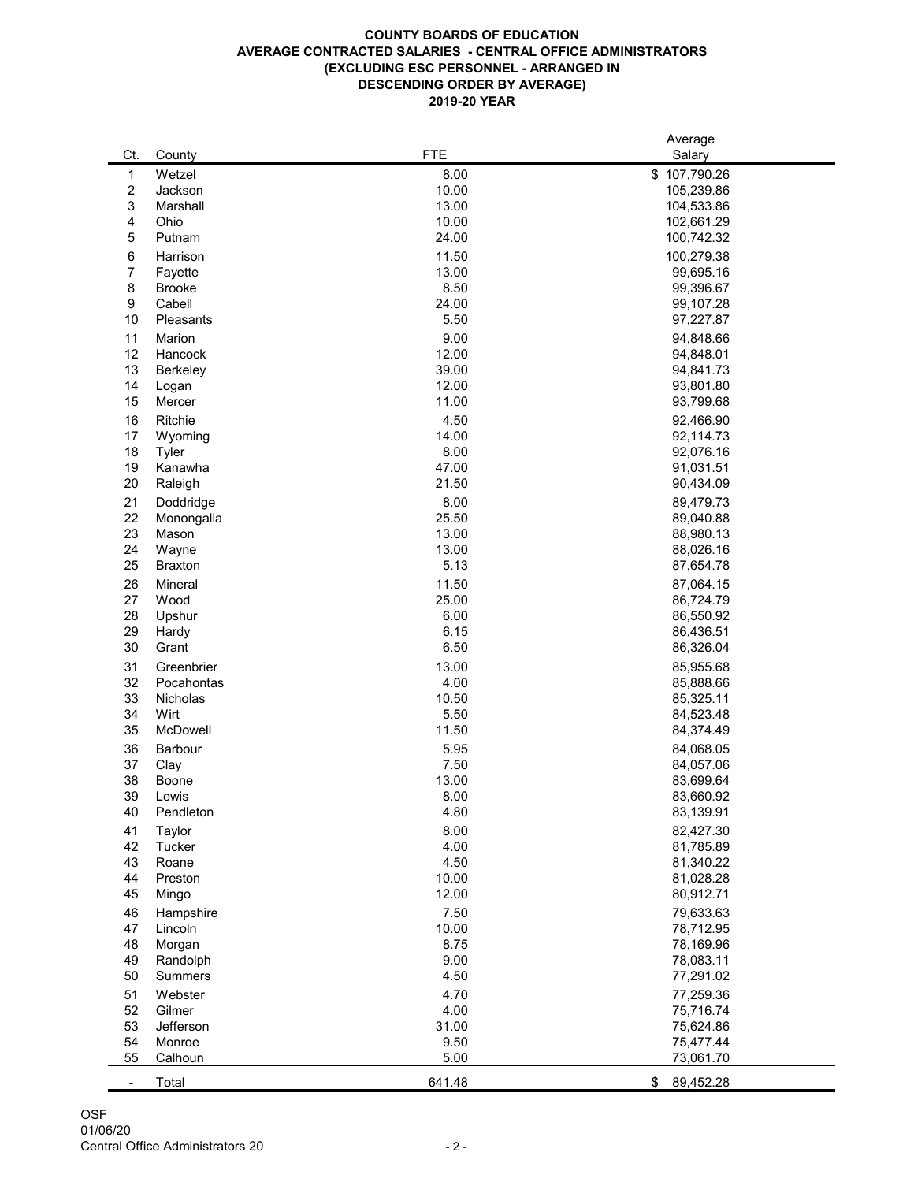# COUNTY BOARDS OF EDUCATION
## AVERAGE CONTRACTED SALARIES - CENTRAL OFFICE ADMINISTRATORS
## (EXCLUDING ESC PERSONNEL - ARRANGED IN DESCENDING ORDER BY AVERAGE)
## 2019-20 YEAR

| Ct. | County | FTE | Average Salary |
|---|---|---|---|
| 1 | Wetzel | 8.00 | $ 107,790.26 |
| 2 | Jackson | 10.00 | 105,239.86 |
| 3 | Marshall | 13.00 | 104,533.86 |
| 4 | Ohio | 10.00 | 102,661.29 |
| 5 | Putnam | 24.00 | 100,742.32 |
| 6 | Harrison | 11.50 | 100,279.38 |
| 7 | Fayette | 13.00 | 99,695.16 |
| 8 | Brooke | 8.50 | 99,396.67 |
| 9 | Cabell | 24.00 | 99,107.28 |
| 10 | Pleasants | 5.50 | 97,227.87 |
| 11 | Marion | 9.00 | 94,848.66 |
| 12 | Hancock | 12.00 | 94,848.01 |
| 13 | Berkeley | 39.00 | 94,841.73 |
| 14 | Logan | 12.00 | 93,801.80 |
| 15 | Mercer | 11.00 | 93,799.68 |
| 16 | Ritchie | 4.50 | 92,466.90 |
| 17 | Wyoming | 14.00 | 92,114.73 |
| 18 | Tyler | 8.00 | 92,076.16 |
| 19 | Kanawha | 47.00 | 91,031.51 |
| 20 | Raleigh | 21.50 | 90,434.09 |
| 21 | Doddridge | 8.00 | 89,479.73 |
| 22 | Monongalia | 25.50 | 89,040.88 |
| 23 | Mason | 13.00 | 88,980.13 |
| 24 | Wayne | 13.00 | 88,026.16 |
| 25 | Braxton | 5.13 | 87,654.78 |
| 26 | Mineral | 11.50 | 87,064.15 |
| 27 | Wood | 25.00 | 86,724.79 |
| 28 | Upshur | 6.00 | 86,550.92 |
| 29 | Hardy | 6.15 | 86,436.51 |
| 30 | Grant | 6.50 | 86,326.04 |
| 31 | Greenbrier | 13.00 | 85,955.68 |
| 32 | Pocahontas | 4.00 | 85,888.66 |
| 33 | Nicholas | 10.50 | 85,325.11 |
| 34 | Wirt | 5.50 | 84,523.48 |
| 35 | McDowell | 11.50 | 84,374.49 |
| 36 | Barbour | 5.95 | 84,068.05 |
| 37 | Clay | 7.50 | 84,057.06 |
| 38 | Boone | 13.00 | 83,699.64 |
| 39 | Lewis | 8.00 | 83,660.92 |
| 40 | Pendleton | 4.80 | 83,139.91 |
| 41 | Taylor | 8.00 | 82,427.30 |
| 42 | Tucker | 4.00 | 81,785.89 |
| 43 | Roane | 4.50 | 81,340.22 |
| 44 | Preston | 10.00 | 81,028.28 |
| 45 | Mingo | 12.00 | 80,912.71 |
| 46 | Hampshire | 7.50 | 79,633.63 |
| 47 | Lincoln | 10.00 | 78,712.95 |
| 48 | Morgan | 8.75 | 78,169.96 |
| 49 | Randolph | 9.00 | 78,083.11 |
| 50 | Summers | 4.50 | 77,291.02 |
| 51 | Webster | 4.70 | 77,259.36 |
| 52 | Gilmer | 4.00 | 75,716.74 |
| 53 | Jefferson | 31.00 | 75,624.86 |
| 54 | Monroe | 9.50 | 75,477.44 |
| 55 | Calhoun | 5.00 | 73,061.70 |
| - | Total | 641.48 | $ 89,452.28 |

OSF
01/06/20
Central Office Administrators 20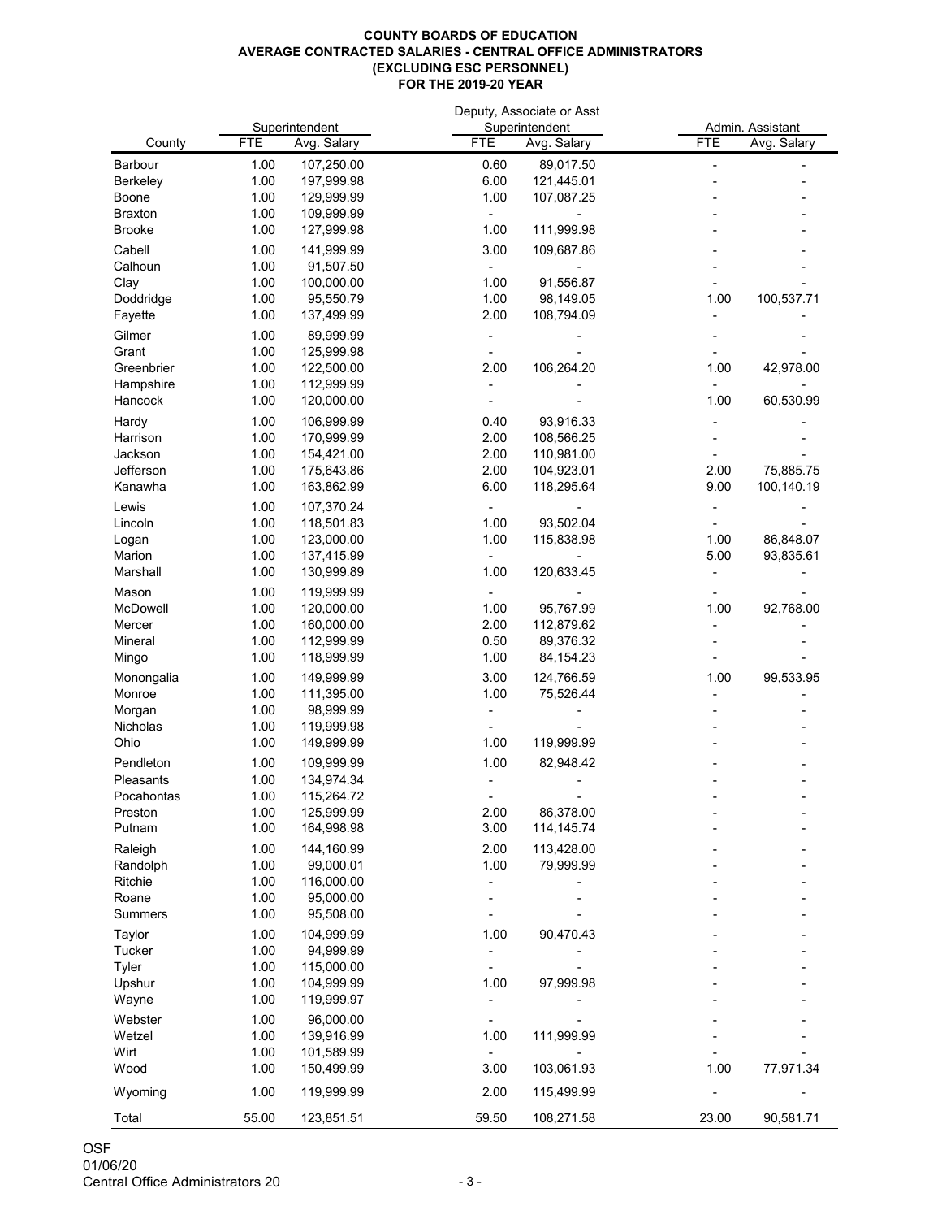**COUNTY BOARDS OF EDUCATION**
**AVERAGE CONTRACTED SALARIES - CENTRAL OFFICE ADMINISTRATORS**
**(EXCLUDING ESC PERSONNEL)**
**FOR THE 2019-20 YEAR**

| County | Superintendent FTE | Superintendent Avg. Salary | Deputy, Associate or Asst Superintendent FTE | Deputy, Associate or Asst Superintendent Avg. Salary | Admin. Assistant FTE | Admin. Assistant Avg. Salary |
|---|---|---|---|---|---|---|
| Barbour | 1.00 | 107,250.00 | 0.60 | 89,017.50 | - | - |
| Berkeley | 1.00 | 197,999.98 | 6.00 | 121,445.01 | - | - |
| Boone | 1.00 | 129,999.99 | 1.00 | 107,087.25 | - | - |
| Braxton | 1.00 | 109,999.99 | - | - | - | - |
| Brooke | 1.00 | 127,999.98 | 1.00 | 111,999.98 | - | - |
| Cabell | 1.00 | 141,999.99 | 3.00 | 109,687.86 | - | - |
| Calhoun | 1.00 | 91,507.50 | - | - | - | - |
| Clay | 1.00 | 100,000.00 | 1.00 | 91,556.87 | - | - |
| Doddridge | 1.00 | 95,550.79 | 1.00 | 98,149.05 | 1.00 | 100,537.71 |
| Fayette | 1.00 | 137,499.99 | 2.00 | 108,794.09 | - | - |
| Gilmer | 1.00 | 89,999.99 | - | - | - | - |
| Grant | 1.00 | 125,999.98 | - | - | - | - |
| Greenbrier | 1.00 | 122,500.00 | 2.00 | 106,264.20 | 1.00 | 42,978.00 |
| Hampshire | 1.00 | 112,999.99 | - | - | - | - |
| Hancock | 1.00 | 120,000.00 | - | - | 1.00 | 60,530.99 |
| Hardy | 1.00 | 106,999.99 | 0.40 | 93,916.33 | - | - |
| Harrison | 1.00 | 170,999.99 | 2.00 | 108,566.25 | - | - |
| Jackson | 1.00 | 154,421.00 | 2.00 | 110,981.00 | - | - |
| Jefferson | 1.00 | 175,643.86 | 2.00 | 104,923.01 | 2.00 | 75,885.75 |
| Kanawha | 1.00 | 163,862.99 | 6.00 | 118,295.64 | 9.00 | 100,140.19 |
| Lewis | 1.00 | 107,370.24 | - | - | - | - |
| Lincoln | 1.00 | 118,501.83 | 1.00 | 93,502.04 | - | - |
| Logan | 1.00 | 123,000.00 | 1.00 | 115,838.98 | 1.00 | 86,848.07 |
| Marion | 1.00 | 137,415.99 | - | - | 5.00 | 93,835.61 |
| Marshall | 1.00 | 130,999.89 | 1.00 | 120,633.45 | - | - |
| Mason | 1.00 | 119,999.99 | - | - | - | - |
| McDowell | 1.00 | 120,000.00 | 1.00 | 95,767.99 | 1.00 | 92,768.00 |
| Mercer | 1.00 | 160,000.00 | 2.00 | 112,879.62 | - | - |
| Mineral | 1.00 | 112,999.99 | 0.50 | 89,376.32 | - | - |
| Mingo | 1.00 | 118,999.99 | 1.00 | 84,154.23 | - | - |
| Monongalia | 1.00 | 149,999.99 | 3.00 | 124,766.59 | 1.00 | 99,533.95 |
| Monroe | 1.00 | 111,395.00 | 1.00 | 75,526.44 | - | - |
| Morgan | 1.00 | 98,999.99 | - | - | - | - |
| Nicholas | 1.00 | 119,999.98 | - | - | - | - |
| Ohio | 1.00 | 149,999.99 | 1.00 | 119,999.99 | - | - |
| Pendleton | 1.00 | 109,999.99 | 1.00 | 82,948.42 | - | - |
| Pleasants | 1.00 | 134,974.34 | - | - | - | - |
| Pocahontas | 1.00 | 115,264.72 | - | - | - | - |
| Preston | 1.00 | 125,999.99 | 2.00 | 86,378.00 | - | - |
| Putnam | 1.00 | 164,998.98 | 3.00 | 114,145.74 | - | - |
| Raleigh | 1.00 | 144,160.99 | 2.00 | 113,428.00 | - | - |
| Randolph | 1.00 | 99,000.01 | 1.00 | 79,999.99 | - | - |
| Ritchie | 1.00 | 116,000.00 | - | - | - | - |
| Roane | 1.00 | 95,000.00 | - | - | - | - |
| Summers | 1.00 | 95,508.00 | - | - | - | - |
| Taylor | 1.00 | 104,999.99 | 1.00 | 90,470.43 | - | - |
| Tucker | 1.00 | 94,999.99 | - | - | - | - |
| Tyler | 1.00 | 115,000.00 | - | - | - | - |
| Upshur | 1.00 | 104,999.99 | 1.00 | 97,999.98 | - | - |
| Wayne | 1.00 | 119,999.97 | - | - | - | - |
| Webster | 1.00 | 96,000.00 | - | - | - | - |
| Wetzel | 1.00 | 139,916.99 | 1.00 | 111,999.99 | - | - |
| Wirt | 1.00 | 101,589.99 | - | - | - | - |
| Wood | 1.00 | 150,499.99 | 3.00 | 103,061.93 | 1.00 | 77,971.34 |
| Wyoming | 1.00 | 119,999.99 | 2.00 | 115,499.99 | - | - |
| Total | 55.00 | 123,851.51 | 59.50 | 108,271.58 | 23.00 | 90,581.71 |

OSF
01/06/20
Central Office Administrators 20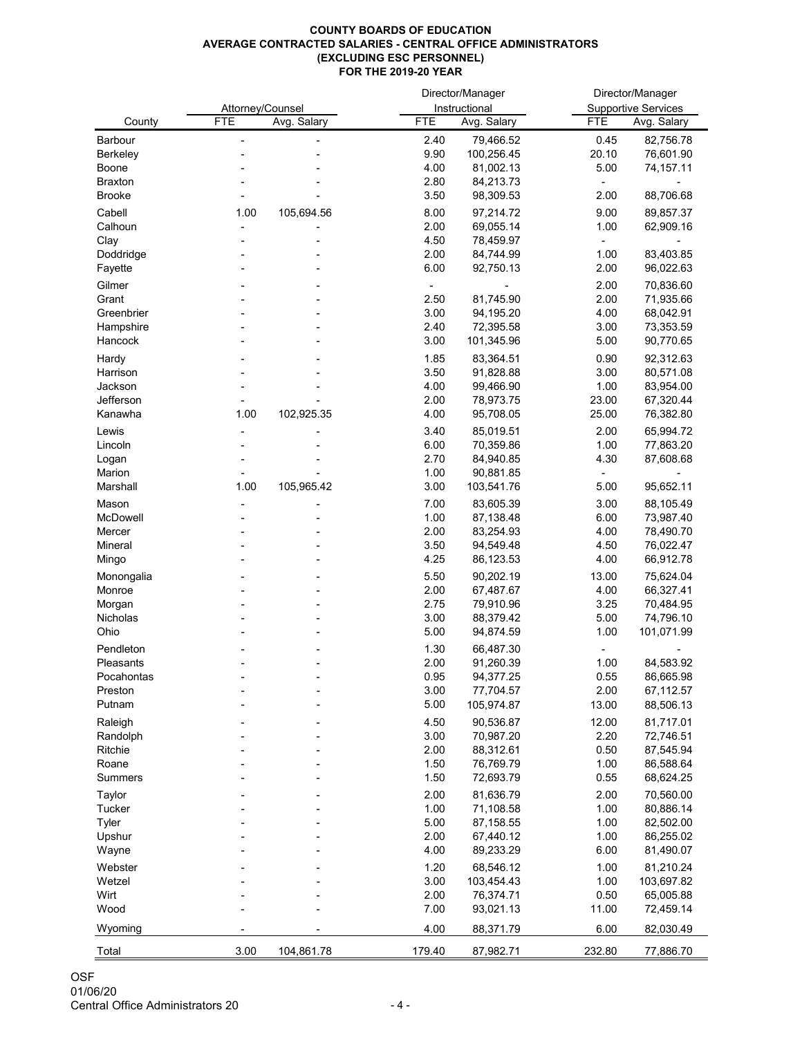**COUNTY BOARDS OF EDUCATION**
**AVERAGE CONTRACTED SALARIES - CENTRAL OFFICE ADMINISTRATORS**
**(EXCLUDING ESC PERSONNEL)**
**FOR THE 2019-20 YEAR**

| | Attorney/Counsel | | Director/Manager Instructional | | Director/Manager Supportive Services | |
|---|---|---|---|---|---|---|
| County | FTE | Avg. Salary | FTE | Avg. Salary | FTE | Avg. Salary |
| Barbour | - | - | 2.40 | 79,466.52 | 0.45 | 82,756.78 |
| Berkeley | - | - | 9.90 | 100,256.45 | 20.10 | 76,601.90 |
| Boone | - | - | 4.00 | 81,002.13 | 5.00 | 74,157.11 |
| Braxton | - | - | 2.80 | 84,213.73 | - | - |
| Brooke | - | - | 3.50 | 98,309.53 | 2.00 | 88,706.68 |
| Cabell | 1.00 | 105,694.56 | 8.00 | 97,214.72 | 9.00 | 89,857.37 |
| Calhoun | - | - | 2.00 | 69,055.14 | 1.00 | 62,909.16 |
| Clay | - | - | 4.50 | 78,459.97 | - | - |
| Doddridge | - | - | 2.00 | 84,744.99 | 1.00 | 83,403.85 |
| Fayette | - | - | 6.00 | 92,750.13 | 2.00 | 96,022.63 |
| Gilmer | - | - | - | - | 2.00 | 70,836.60 |
| Grant | - | - | 2.50 | 81,745.90 | 2.00 | 71,935.66 |
| Greenbrier | - | - | 3.00 | 94,195.20 | 4.00 | 68,042.91 |
| Hampshire | - | - | 2.40 | 72,395.58 | 3.00 | 73,353.59 |
| Hancock | - | - | 3.00 | 101,345.96 | 5.00 | 90,770.65 |
| Hardy | - | - | 1.85 | 83,364.51 | 0.90 | 92,312.63 |
| Harrison | - | - | 3.50 | 91,828.88 | 3.00 | 80,571.08 |
| Jackson | - | - | 4.00 | 99,466.90 | 1.00 | 83,954.00 |
| Jefferson | - | - | 2.00 | 78,973.75 | 23.00 | 67,320.44 |
| Kanawha | 1.00 | 102,925.35 | 4.00 | 95,708.05 | 25.00 | 76,382.80 |
| Lewis | - | - | 3.40 | 85,019.51 | 2.00 | 65,994.72 |
| Lincoln | - | - | 6.00 | 70,359.86 | 1.00 | 77,863.20 |
| Logan | - | - | 2.70 | 84,940.85 | 4.30 | 87,608.68 |
| Marion | - | - | 1.00 | 90,881.85 | - | - |
| Marshall | 1.00 | 105,965.42 | 3.00 | 103,541.76 | 5.00 | 95,652.11 |
| Mason | - | - | 7.00 | 83,605.39 | 3.00 | 88,105.49 |
| McDowell | - | - | 1.00 | 87,138.48 | 6.00 | 73,987.40 |
| Mercer | - | - | 2.00 | 83,254.93 | 4.00 | 78,490.70 |
| Mineral | - | - | 3.50 | 94,549.48 | 4.50 | 76,022.47 |
| Mingo | - | - | 4.25 | 86,123.53 | 4.00 | 66,912.78 |
| Monongalia | - | - | 5.50 | 90,202.19 | 13.00 | 75,624.04 |
| Monroe | - | - | 2.00 | 67,487.67 | 4.00 | 66,327.41 |
| Morgan | - | - | 2.75 | 79,910.96 | 3.25 | 70,484.95 |
| Nicholas | - | - | 3.00 | 88,379.42 | 5.00 | 74,796.10 |
| Ohio | - | - | 5.00 | 94,874.59 | 1.00 | 101,071.99 |
| Pendleton | - | - | 1.30 | 66,487.30 | - | - |
| Pleasants | - | - | 2.00 | 91,260.39 | 1.00 | 84,583.92 |
| Pocahontas | - | - | 0.95 | 94,377.25 | 0.55 | 86,665.98 |
| Preston | - | - | 3.00 | 77,704.57 | 2.00 | 67,112.57 |
| Putnam | - | - | 5.00 | 105,974.87 | 13.00 | 88,506.13 |
| Raleigh | - | - | 4.50 | 90,536.87 | 12.00 | 81,717.01 |
| Randolph | - | - | 3.00 | 70,987.20 | 2.20 | 72,746.51 |
| Ritchie | - | - | 2.00 | 88,312.61 | 0.50 | 87,545.94 |
| Roane | - | - | 1.50 | 76,769.79 | 1.00 | 86,588.64 |
| Summers | - | - | 1.50 | 72,693.79 | 0.55 | 68,624.25 |
| Taylor | - | - | 2.00 | 81,636.79 | 2.00 | 70,560.00 |
| Tucker | - | - | 1.00 | 71,108.58 | 1.00 | 80,886.14 |
| Tyler | - | - | 5.00 | 87,158.55 | 1.00 | 82,502.00 |
| Upshur | - | - | 2.00 | 67,440.12 | 1.00 | 86,255.02 |
| Wayne | - | - | 4.00 | 89,233.29 | 6.00 | 81,490.07 |
| Webster | - | - | 1.20 | 68,546.12 | 1.00 | 81,210.24 |
| Wetzel | - | - | 3.00 | 103,454.43 | 1.00 | 103,697.82 |
| Wirt | - | - | 2.00 | 76,374.71 | 0.50 | 65,005.88 |
| Wood | - | - | 7.00 | 93,021.13 | 11.00 | 72,459.14 |
| Wyoming | - | - | 4.00 | 88,371.79 | 6.00 | 82,030.49 |
| Total | 3.00 | 104,861.78 | 179.40 | 87,982.71 | 232.80 | 77,886.70 |

OSF
01/06/20
Central Office Administrators 20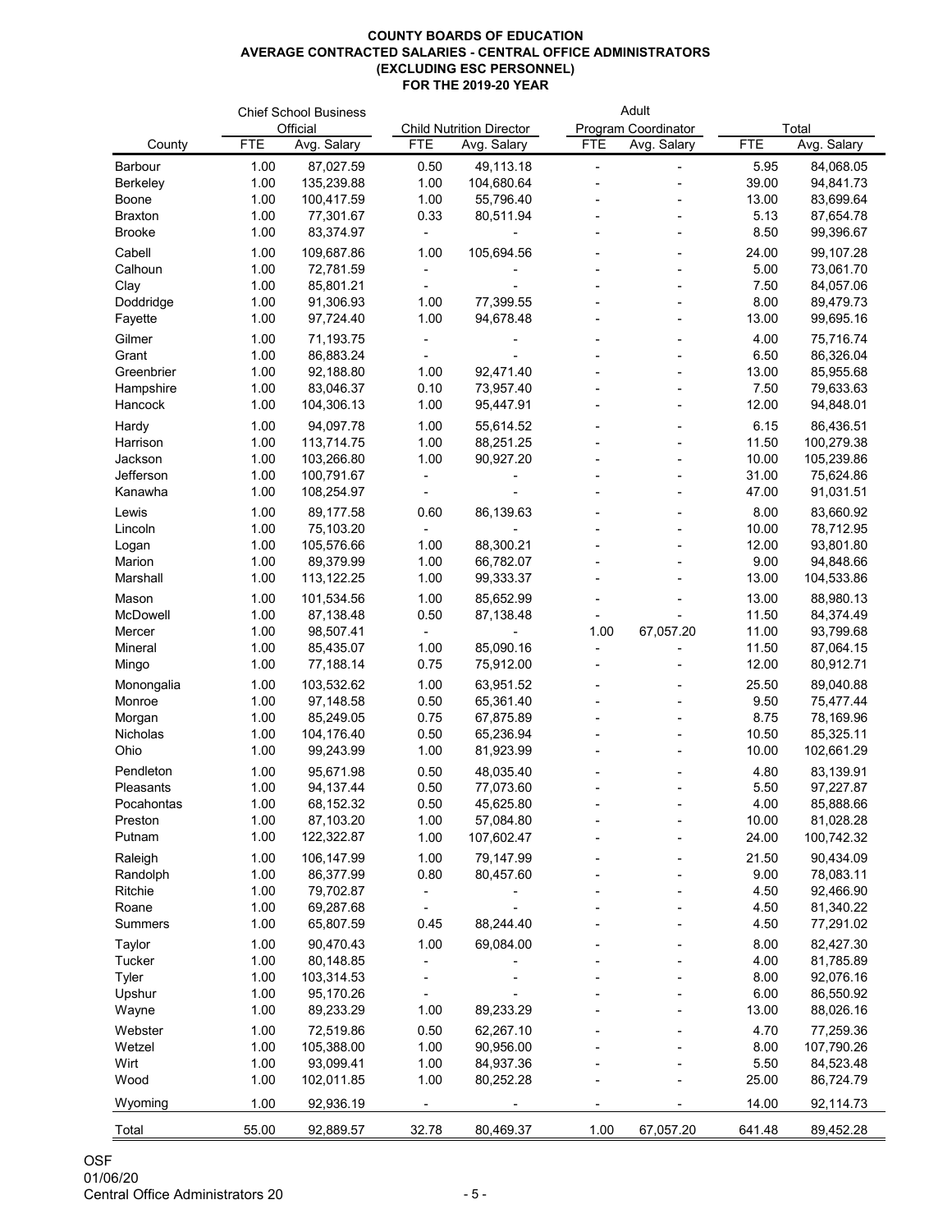**COUNTY BOARDS OF EDUCATION**
**AVERAGE CONTRACTED SALARIES - CENTRAL OFFICE ADMINISTRATORS**
**(EXCLUDING ESC PERSONNEL)**
**FOR THE 2019-20 YEAR**

| | Chief School Business Official | | Child Nutrition Director | | Adult Program Coordinator | | Total | |
|---|---|---|---|---|---|---|---|---|
| County | FTE | Avg. Salary | FTE | Avg. Salary | FTE | Avg. Salary | FTE | Avg. Salary |
| Barbour | 1.00 | 87,027.59 | 0.50 | 49,113.18 | - | - | 5.95 | 84,068.05 |
| Berkeley | 1.00 | 135,239.88 | 1.00 | 104,680.64 | - | - | 39.00 | 94,841.73 |
| Boone | 1.00 | 100,417.59 | 1.00 | 55,796.40 | - | - | 13.00 | 83,699.64 |
| Braxton | 1.00 | 77,301.67 | 0.33 | 80,511.94 | - | - | 5.13 | 87,654.78 |
| Brooke | 1.00 | 83,374.97 | - | - | - | - | 8.50 | 99,396.67 |
| Cabell | 1.00 | 109,687.86 | 1.00 | 105,694.56 | - | - | 24.00 | 99,107.28 |
| Calhoun | 1.00 | 72,781.59 | - | - | - | - | 5.00 | 73,061.70 |
| Clay | 1.00 | 85,801.21 | - | - | - | - | 7.50 | 84,057.06 |
| Doddridge | 1.00 | 91,306.93 | 1.00 | 77,399.55 | - | - | 8.00 | 89,479.73 |
| Fayette | 1.00 | 97,724.40 | 1.00 | 94,678.48 | - | - | 13.00 | 99,695.16 |
| Gilmer | 1.00 | 71,193.75 | - | - | - | - | 4.00 | 75,716.74 |
| Grant | 1.00 | 86,883.24 | - | - | - | - | 6.50 | 86,326.04 |
| Greenbrier | 1.00 | 92,188.80 | 1.00 | 92,471.40 | - | - | 13.00 | 85,955.68 |
| Hampshire | 1.00 | 83,046.37 | 0.10 | 73,957.40 | - | - | 7.50 | 79,633.63 |
| Hancock | 1.00 | 104,306.13 | 1.00 | 95,447.91 | - | - | 12.00 | 94,848.01 |
| Hardy | 1.00 | 94,097.78 | 1.00 | 55,614.52 | - | - | 6.15 | 86,436.51 |
| Harrison | 1.00 | 113,714.75 | 1.00 | 88,251.25 | - | - | 11.50 | 100,279.38 |
| Jackson | 1.00 | 103,266.80 | 1.00 | 90,927.20 | - | - | 10.00 | 105,239.86 |
| Jefferson | 1.00 | 100,791.67 | - | - | - | - | 31.00 | 75,624.86 |
| Kanawha | 1.00 | 108,254.97 | - | - | - | - | 47.00 | 91,031.51 |
| Lewis | 1.00 | 89,177.58 | 0.60 | 86,139.63 | - | - | 8.00 | 83,660.92 |
| Lincoln | 1.00 | 75,103.20 | - | - | - | - | 10.00 | 78,712.95 |
| Logan | 1.00 | 105,576.66 | 1.00 | 88,300.21 | - | - | 12.00 | 93,801.80 |
| Marion | 1.00 | 89,379.99 | 1.00 | 66,782.07 | - | - | 9.00 | 94,848.66 |
| Marshall | 1.00 | 113,122.25 | 1.00 | 99,333.37 | - | - | 13.00 | 104,533.86 |
| Mason | 1.00 | 101,534.56 | 1.00 | 85,652.99 | - | - | 13.00 | 88,980.13 |
| McDowell | 1.00 | 87,138.48 | 0.50 | 87,138.48 | - | - | 11.50 | 84,374.49 |
| Mercer | 1.00 | 98,507.41 | - | - | 1.00 | 67,057.20 | 11.00 | 93,799.68 |
| Mineral | 1.00 | 85,435.07 | 1.00 | 85,090.16 | - | - | 11.50 | 87,064.15 |
| Mingo | 1.00 | 77,188.14 | 0.75 | 75,912.00 | - | - | 12.00 | 80,912.71 |
| Monongalia | 1.00 | 103,532.62 | 1.00 | 63,951.52 | - | - | 25.50 | 89,040.88 |
| Monroe | 1.00 | 97,148.58 | 0.50 | 65,361.40 | - | - | 9.50 | 75,477.44 |
| Morgan | 1.00 | 85,249.05 | 0.75 | 67,875.89 | - | - | 8.75 | 78,169.96 |
| Nicholas | 1.00 | 104,176.40 | 0.50 | 65,236.94 | - | - | 10.50 | 85,325.11 |
| Ohio | 1.00 | 99,243.99 | 1.00 | 81,923.99 | - | - | 10.00 | 102,661.29 |
| Pendleton | 1.00 | 95,671.98 | 0.50 | 48,035.40 | - | - | 4.80 | 83,139.91 |
| Pleasants | 1.00 | 94,137.44 | 0.50 | 77,073.60 | - | - | 5.50 | 97,227.87 |
| Pocahontas | 1.00 | 68,152.32 | 0.50 | 45,625.80 | - | - | 4.00 | 85,888.66 |
| Preston | 1.00 | 87,103.20 | 1.00 | 57,084.80 | - | - | 10.00 | 81,028.28 |
| Putnam | 1.00 | 122,322.87 | 1.00 | 107,602.47 | - | - | 24.00 | 100,742.32 |
| Raleigh | 1.00 | 106,147.99 | 1.00 | 79,147.99 | - | - | 21.50 | 90,434.09 |
| Randolph | 1.00 | 86,377.99 | 0.80 | 80,457.60 | - | - | 9.00 | 78,083.11 |
| Ritchie | 1.00 | 79,702.87 | - | - | - | - | 4.50 | 92,466.90 |
| Roane | 1.00 | 69,287.68 | - | - | - | - | 4.50 | 81,340.22 |
| Summers | 1.00 | 65,807.59 | 0.45 | 88,244.40 | - | - | 4.50 | 77,291.02 |
| Taylor | 1.00 | 90,470.43 | 1.00 | 69,084.00 | - | - | 8.00 | 82,427.30 |
| Tucker | 1.00 | 80,148.85 | - | - | - | - | 4.00 | 81,785.89 |
| Tyler | 1.00 | 103,314.53 | - | - | - | - | 8.00 | 92,076.16 |
| Upshur | 1.00 | 95,170.26 | - | - | - | - | 6.00 | 86,550.92 |
| Wayne | 1.00 | 89,233.29 | 1.00 | 89,233.29 | - | - | 13.00 | 88,026.16 |
| Webster | 1.00 | 72,519.86 | 0.50 | 62,267.10 | - | - | 4.70 | 77,259.36 |
| Wetzel | 1.00 | 105,388.00 | 1.00 | 90,956.00 | - | - | 8.00 | 107,790.26 |
| Wirt | 1.00 | 93,099.41 | 1.00 | 84,937.36 | - | - | 5.50 | 84,523.48 |
| Wood | 1.00 | 102,011.85 | 1.00 | 80,252.28 | - | - | 25.00 | 86,724.79 |
| Wyoming | 1.00 | 92,936.19 | - | - | - | - | 14.00 | 92,114.73 |
| Total | 55.00 | 92,889.57 | 32.78 | 80,469.37 | 1.00 | 67,057.20 | 641.48 | 89,452.28 |

OSF
01/06/20
Central Office Administrators 20